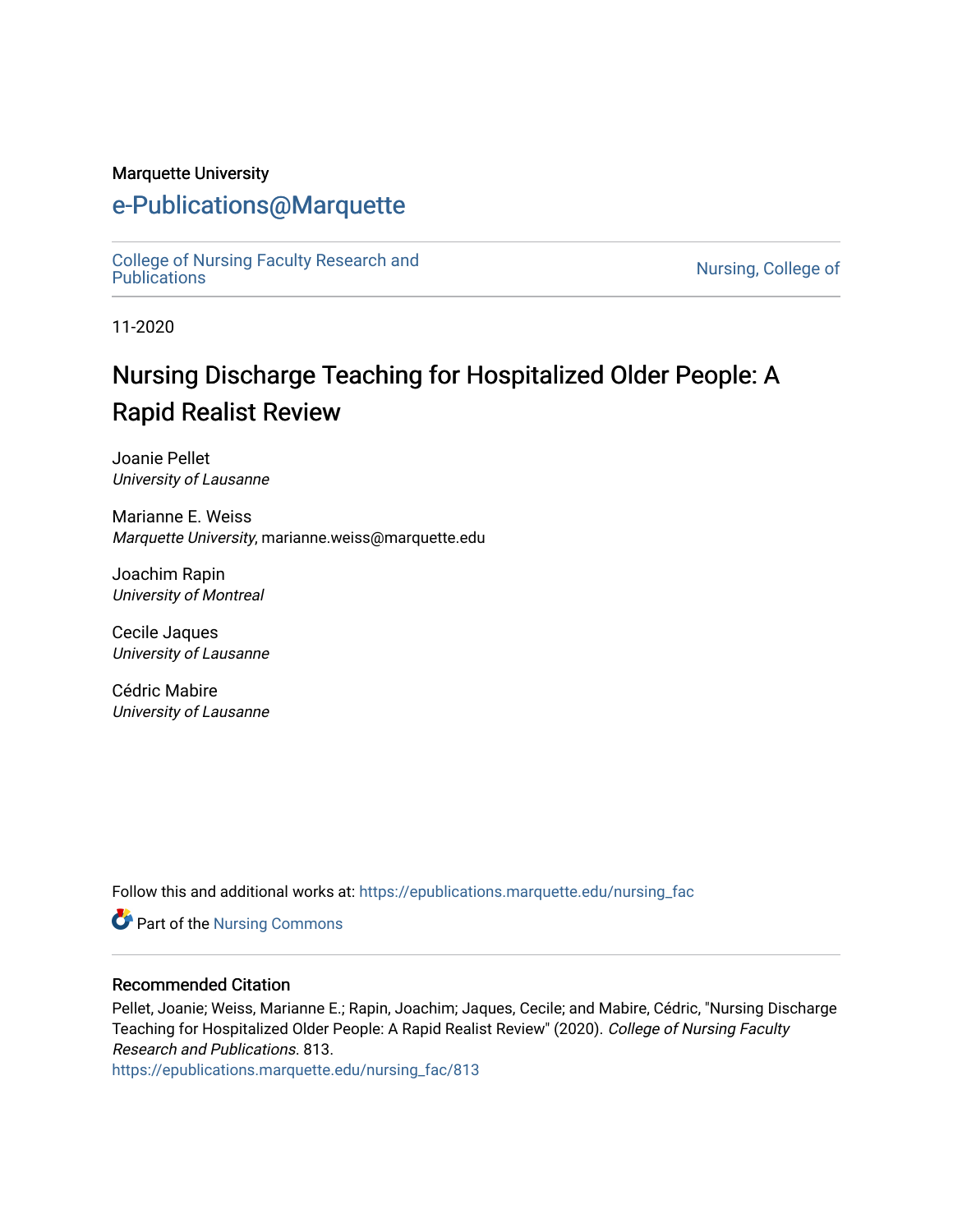Marquette University

# e-Publications@Marquette

College of Nursing Faculty Research and Publications | Nursing, College of

11-2020

## Nursing Discharge Teaching for Hospitalized Older People: A Rapid Realist Review

Joanie Pellet
*University of Lausanne*

Marianne E. Weiss
*Marquette University*, marianne.weiss@marquette.edu

Joachim Rapin
*University of Montreal*

Cecile Jaques
*University of Lausanne*

Cédric Mabire
*University of Lausanne*

Follow this and additional works at: https://epublications.marquette.edu/nursing_fac

Part of the Nursing Commons

### Recommended Citation

Pellet, Joanie; Weiss, Marianne E.; Rapin, Joachim; Jaques, Cecile; and Mabire, Cédric, "Nursing Discharge Teaching for Hospitalized Older People: A Rapid Realist Review" (2020). *College of Nursing Faculty Research and Publications*. 813.
https://epublications.marquette.edu/nursing_fac/813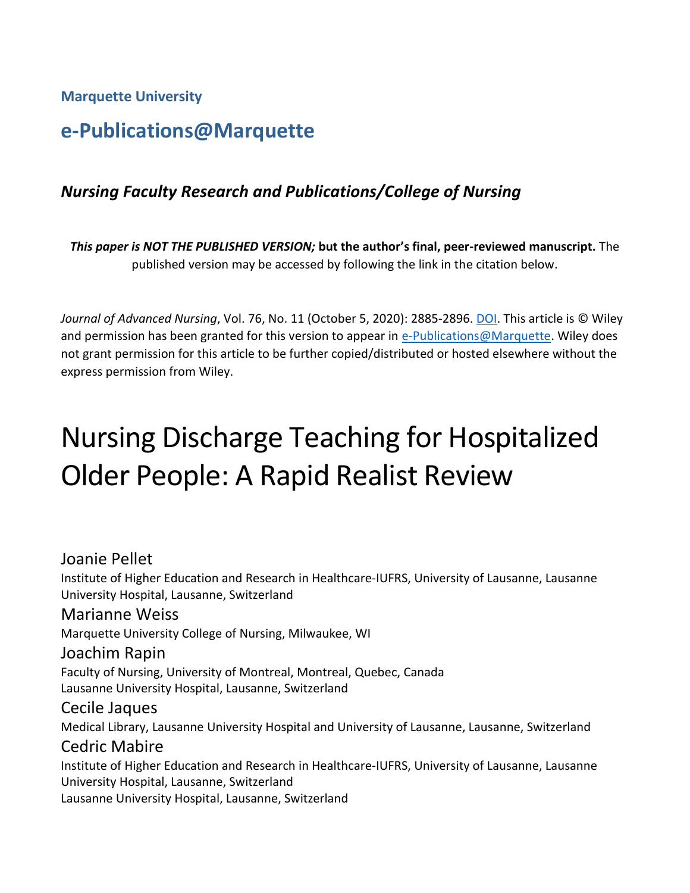Marquette University

# e-Publications@Marquette

### *Nursing Faculty Research and Publications/College of Nursing*

***This paper is NOT THE PUBLISHED VERSION;* but the author's final, peer-reviewed manuscript.** The published version may be accessed by following the link in the citation below.

*Journal of Advanced Nursing*, Vol. 76, No. 11 (October 5, 2020): 2885-2896. DOI. This article is © Wiley and permission has been granted for this version to appear in e-Publications@Marquette. Wiley does not grant permission for this article to be further copied/distributed or hosted elsewhere without the express permission from Wiley.

# Nursing Discharge Teaching for Hospitalized Older People: A Rapid Realist Review

Joanie Pellet
Institute of Higher Education and Research in Healthcare-IUFRS, University of Lausanne, Lausanne University Hospital, Lausanne, Switzerland

Marianne Weiss
Marquette University College of Nursing, Milwaukee, WI

Joachim Rapin
Faculty of Nursing, University of Montreal, Montreal, Quebec, Canada
Lausanne University Hospital, Lausanne, Switzerland

Cecile Jaques
Medical Library, Lausanne University Hospital and University of Lausanne, Lausanne, Switzerland

Cedric Mabire
Institute of Higher Education and Research in Healthcare-IUFRS, University of Lausanne, Lausanne University Hospital, Lausanne, Switzerland
Lausanne University Hospital, Lausanne, Switzerland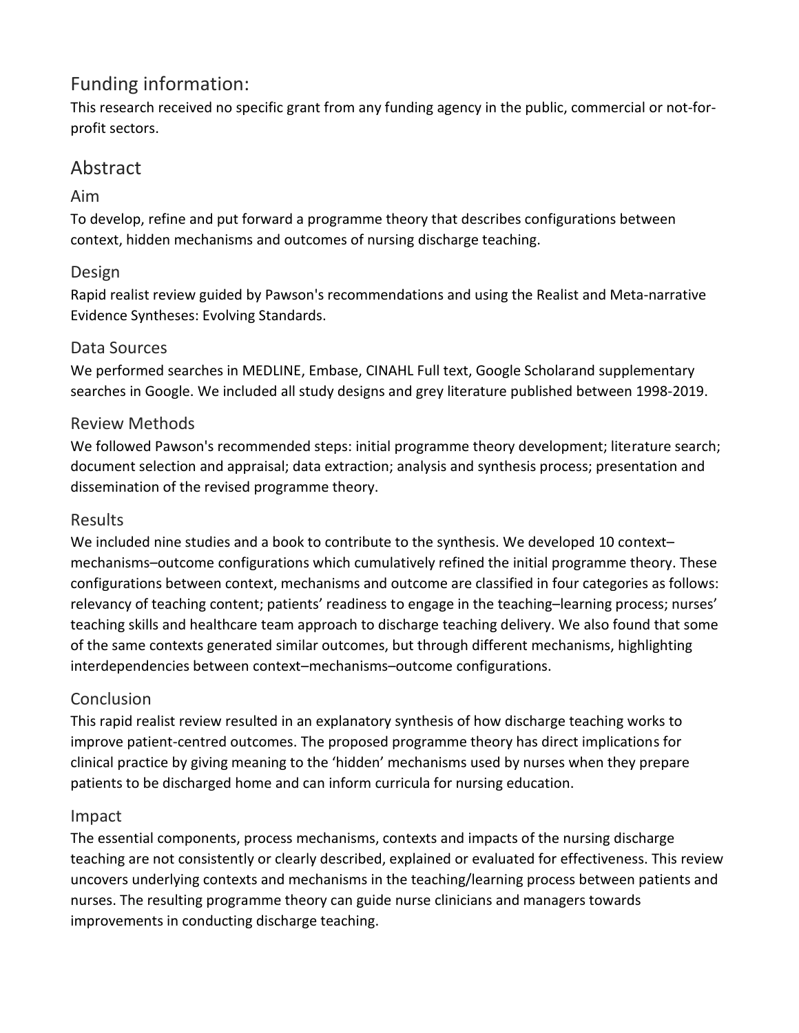## Funding information:

This research received no specific grant from any funding agency in the public, commercial or not-for-profit sectors.

## Abstract

### Aim

To develop, refine and put forward a programme theory that describes configurations between context, hidden mechanisms and outcomes of nursing discharge teaching.

### Design

Rapid realist review guided by Pawson's recommendations and using the Realist and Meta-narrative Evidence Syntheses: Evolving Standards.

### Data Sources

We performed searches in MEDLINE, Embase, CINAHL Full text, Google Scholarand supplementary searches in Google. We included all study designs and grey literature published between 1998-2019.

### Review Methods

We followed Pawson's recommended steps: initial programme theory development; literature search; document selection and appraisal; data extraction; analysis and synthesis process; presentation and dissemination of the revised programme theory.

### Results

We included nine studies and a book to contribute to the synthesis. We developed 10 context–mechanisms–outcome configurations which cumulatively refined the initial programme theory. These configurations between context, mechanisms and outcome are classified in four categories as follows: relevancy of teaching content; patients' readiness to engage in the teaching–learning process; nurses' teaching skills and healthcare team approach to discharge teaching delivery. We also found that some of the same contexts generated similar outcomes, but through different mechanisms, highlighting interdependencies between context–mechanisms–outcome configurations.

### Conclusion

This rapid realist review resulted in an explanatory synthesis of how discharge teaching works to improve patient-centred outcomes. The proposed programme theory has direct implications for clinical practice by giving meaning to the 'hidden' mechanisms used by nurses when they prepare patients to be discharged home and can inform curricula for nursing education.

### Impact

The essential components, process mechanisms, contexts and impacts of the nursing discharge teaching are not consistently or clearly described, explained or evaluated for effectiveness. This review uncovers underlying contexts and mechanisms in the teaching/learning process between patients and nurses. The resulting programme theory can guide nurse clinicians and managers towards improvements in conducting discharge teaching.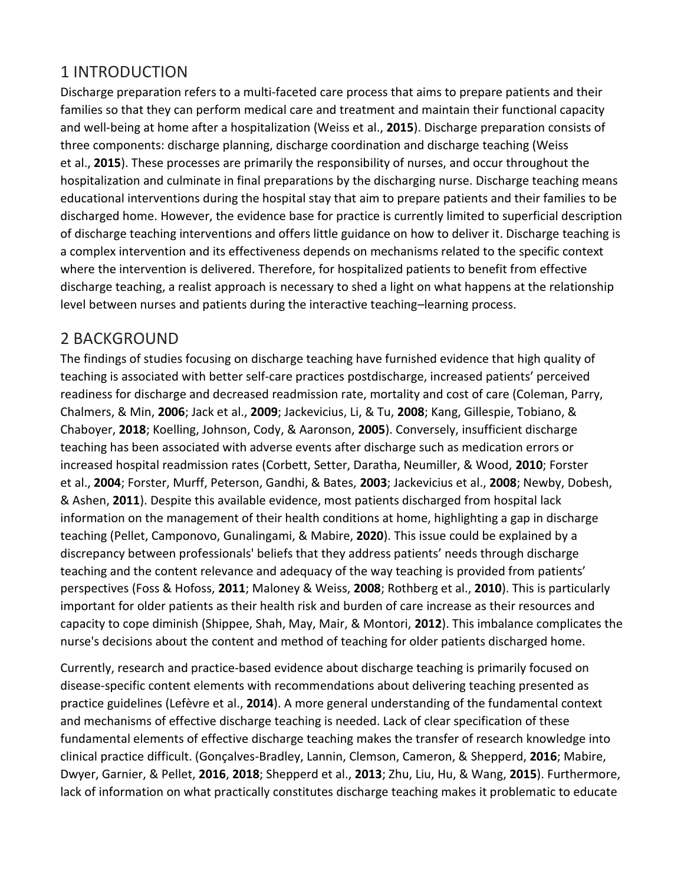## 1 INTRODUCTION

Discharge preparation refers to a multi-faceted care process that aims to prepare patients and their families so that they can perform medical care and treatment and maintain their functional capacity and well-being at home after a hospitalization (Weiss et al., **2015**). Discharge preparation consists of three components: discharge planning, discharge coordination and discharge teaching (Weiss et al., **2015**). These processes are primarily the responsibility of nurses, and occur throughout the hospitalization and culminate in final preparations by the discharging nurse. Discharge teaching means educational interventions during the hospital stay that aim to prepare patients and their families to be discharged home. However, the evidence base for practice is currently limited to superficial description of discharge teaching interventions and offers little guidance on how to deliver it. Discharge teaching is a complex intervention and its effectiveness depends on mechanisms related to the specific context where the intervention is delivered. Therefore, for hospitalized patients to benefit from effective discharge teaching, a realist approach is necessary to shed a light on what happens at the relationship level between nurses and patients during the interactive teaching–learning process.

## 2 BACKGROUND

The findings of studies focusing on discharge teaching have furnished evidence that high quality of teaching is associated with better self-care practices postdischarge, increased patients' perceived readiness for discharge and decreased readmission rate, mortality and cost of care (Coleman, Parry, Chalmers, & Min, **2006**; Jack et al., **2009**; Jackevicius, Li, & Tu, **2008**; Kang, Gillespie, Tobiano, & Chaboyer, **2018**; Koelling, Johnson, Cody, & Aaronson, **2005**). Conversely, insufficient discharge teaching has been associated with adverse events after discharge such as medication errors or increased hospital readmission rates (Corbett, Setter, Daratha, Neumiller, & Wood, **2010**; Forster et al., **2004**; Forster, Murff, Peterson, Gandhi, & Bates, **2003**; Jackevicius et al., **2008**; Newby, Dobesh, & Ashen, **2011**). Despite this available evidence, most patients discharged from hospital lack information on the management of their health conditions at home, highlighting a gap in discharge teaching (Pellet, Camponovo, Gunalingami, & Mabire, **2020**). This issue could be explained by a discrepancy between professionals' beliefs that they address patients' needs through discharge teaching and the content relevance and adequacy of the way teaching is provided from patients' perspectives (Foss & Hofoss, **2011**; Maloney & Weiss, **2008**; Rothberg et al., **2010**). This is particularly important for older patients as their health risk and burden of care increase as their resources and capacity to cope diminish (Shippee, Shah, May, Mair, & Montori, **2012**). This imbalance complicates the nurse's decisions about the content and method of teaching for older patients discharged home.

Currently, research and practice-based evidence about discharge teaching is primarily focused on disease-specific content elements with recommendations about delivering teaching presented as practice guidelines (Lefèvre et al., **2014**). A more general understanding of the fundamental context and mechanisms of effective discharge teaching is needed. Lack of clear specification of these fundamental elements of effective discharge teaching makes the transfer of research knowledge into clinical practice difficult. (Gonçalves-Bradley, Lannin, Clemson, Cameron, & Shepperd, **2016**; Mabire, Dwyer, Garnier, & Pellet, **2016**, **2018**; Shepperd et al., **2013**; Zhu, Liu, Hu, & Wang, **2015**). Furthermore, lack of information on what practically constitutes discharge teaching makes it problematic to educate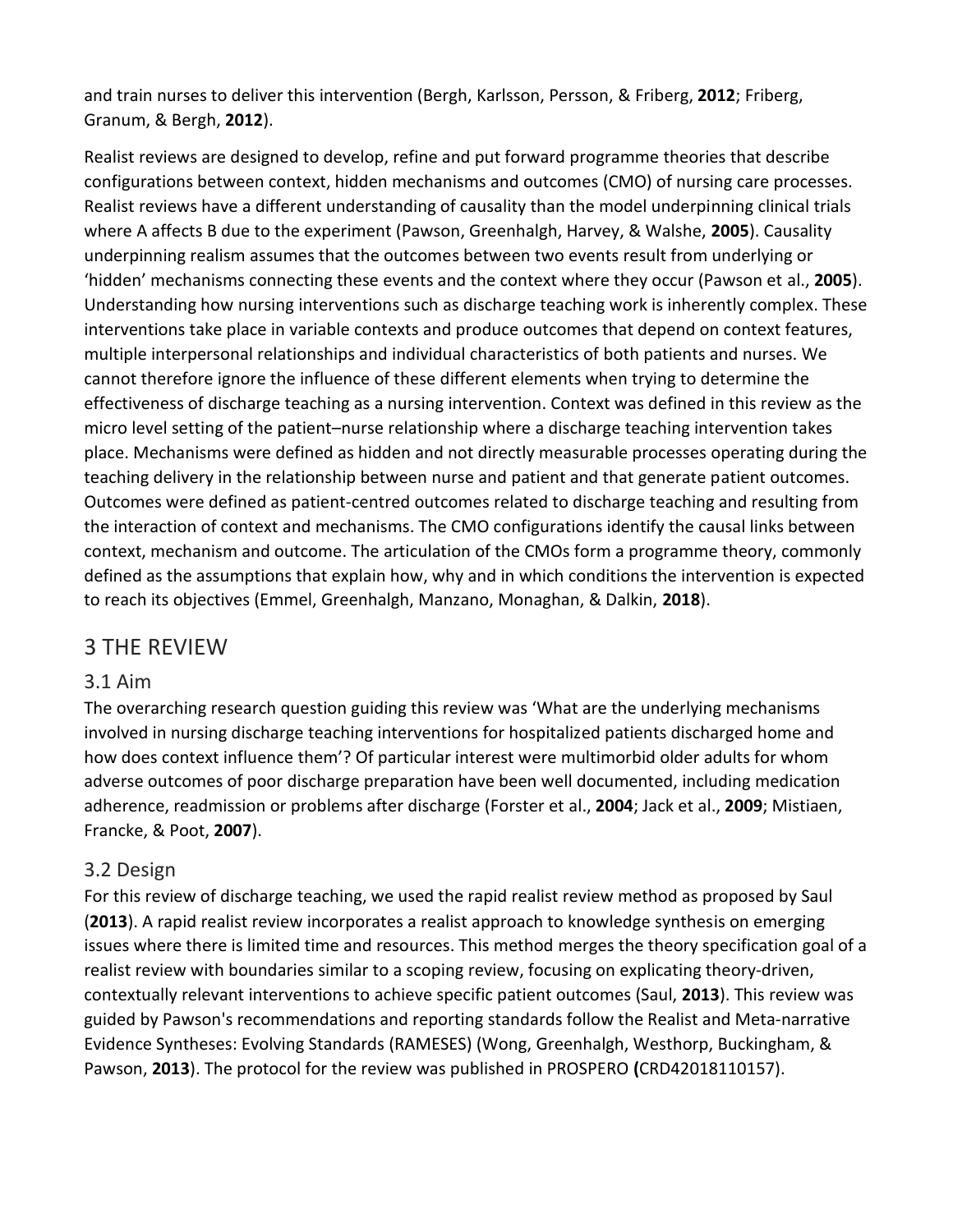and train nurses to deliver this intervention (Bergh, Karlsson, Persson, & Friberg, **2012**; Friberg, Granum, & Bergh, **2012**).

Realist reviews are designed to develop, refine and put forward programme theories that describe configurations between context, hidden mechanisms and outcomes (CMO) of nursing care processes. Realist reviews have a different understanding of causality than the model underpinning clinical trials where A affects B due to the experiment (Pawson, Greenhalgh, Harvey, & Walshe, **2005**). Causality underpinning realism assumes that the outcomes between two events result from underlying or 'hidden' mechanisms connecting these events and the context where they occur (Pawson et al., **2005**). Understanding how nursing interventions such as discharge teaching work is inherently complex. These interventions take place in variable contexts and produce outcomes that depend on context features, multiple interpersonal relationships and individual characteristics of both patients and nurses. We cannot therefore ignore the influence of these different elements when trying to determine the effectiveness of discharge teaching as a nursing intervention. Context was defined in this review as the micro level setting of the patient–nurse relationship where a discharge teaching intervention takes place. Mechanisms were defined as hidden and not directly measurable processes operating during the teaching delivery in the relationship between nurse and patient and that generate patient outcomes. Outcomes were defined as patient-centred outcomes related to discharge teaching and resulting from the interaction of context and mechanisms. The CMO configurations identify the causal links between context, mechanism and outcome. The articulation of the CMOs form a programme theory, commonly defined as the assumptions that explain how, why and in which conditions the intervention is expected to reach its objectives (Emmel, Greenhalgh, Manzano, Monaghan, & Dalkin, **2018**).

## 3 THE REVIEW

### 3.1 Aim

The overarching research question guiding this review was 'What are the underlying mechanisms involved in nursing discharge teaching interventions for hospitalized patients discharged home and how does context influence them'? Of particular interest were multimorbid older adults for whom adverse outcomes of poor discharge preparation have been well documented, including medication adherence, readmission or problems after discharge (Forster et al., **2004**; Jack et al., **2009**; Mistiaen, Francke, & Poot, **2007**).

### 3.2 Design

For this review of discharge teaching, we used the rapid realist review method as proposed by Saul (**2013**). A rapid realist review incorporates a realist approach to knowledge synthesis on emerging issues where there is limited time and resources. This method merges the theory specification goal of a realist review with boundaries similar to a scoping review, focusing on explicating theory-driven, contextually relevant interventions to achieve specific patient outcomes (Saul, **2013**). This review was guided by Pawson's recommendations and reporting standards follow the Realist and Meta-narrative Evidence Syntheses: Evolving Standards (RAMESES) (Wong, Greenhalgh, Westhorp, Buckingham, & Pawson, **2013**). The protocol for the review was published in PROSPERO **(**CRD42018110157).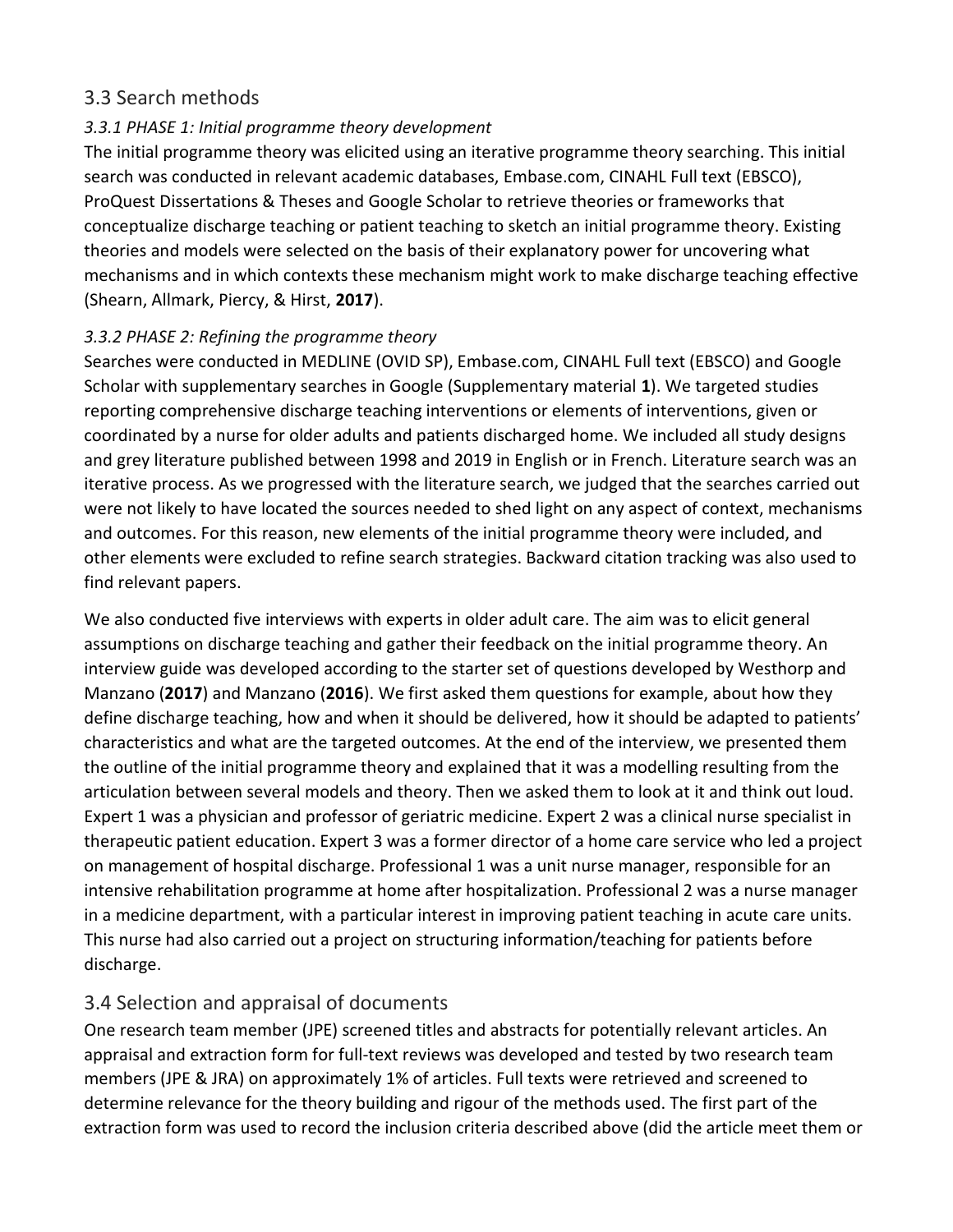## 3.3 Search methods

### *3.3.1 PHASE 1: Initial programme theory development*

The initial programme theory was elicited using an iterative programme theory searching. This initial search was conducted in relevant academic databases, Embase.com, CINAHL Full text (EBSCO), ProQuest Dissertations & Theses and Google Scholar to retrieve theories or frameworks that conceptualize discharge teaching or patient teaching to sketch an initial programme theory. Existing theories and models were selected on the basis of their explanatory power for uncovering what mechanisms and in which contexts these mechanism might work to make discharge teaching effective (Shearn, Allmark, Piercy, & Hirst, **2017**).

### *3.3.2 PHASE 2: Refining the programme theory*

Searches were conducted in MEDLINE (OVID SP), Embase.com, CINAHL Full text (EBSCO) and Google Scholar with supplementary searches in Google (Supplementary material **1**). We targeted studies reporting comprehensive discharge teaching interventions or elements of interventions, given or coordinated by a nurse for older adults and patients discharged home. We included all study designs and grey literature published between 1998 and 2019 in English or in French. Literature search was an iterative process. As we progressed with the literature search, we judged that the searches carried out were not likely to have located the sources needed to shed light on any aspect of context, mechanisms and outcomes. For this reason, new elements of the initial programme theory were included, and other elements were excluded to refine search strategies. Backward citation tracking was also used to find relevant papers.

We also conducted five interviews with experts in older adult care. The aim was to elicit general assumptions on discharge teaching and gather their feedback on the initial programme theory. An interview guide was developed according to the starter set of questions developed by Westhorp and Manzano (**2017**) and Manzano (**2016**). We first asked them questions for example, about how they define discharge teaching, how and when it should be delivered, how it should be adapted to patients' characteristics and what are the targeted outcomes. At the end of the interview, we presented them the outline of the initial programme theory and explained that it was a modelling resulting from the articulation between several models and theory. Then we asked them to look at it and think out loud. Expert 1 was a physician and professor of geriatric medicine. Expert 2 was a clinical nurse specialist in therapeutic patient education. Expert 3 was a former director of a home care service who led a project on management of hospital discharge. Professional 1 was a unit nurse manager, responsible for an intensive rehabilitation programme at home after hospitalization. Professional 2 was a nurse manager in a medicine department, with a particular interest in improving patient teaching in acute care units. This nurse had also carried out a project on structuring information/teaching for patients before discharge.

## 3.4 Selection and appraisal of documents

One research team member (JPE) screened titles and abstracts for potentially relevant articles. An appraisal and extraction form for full-text reviews was developed and tested by two research team members (JPE & JRA) on approximately 1% of articles. Full texts were retrieved and screened to determine relevance for the theory building and rigour of the methods used. The first part of the extraction form was used to record the inclusion criteria described above (did the article meet them or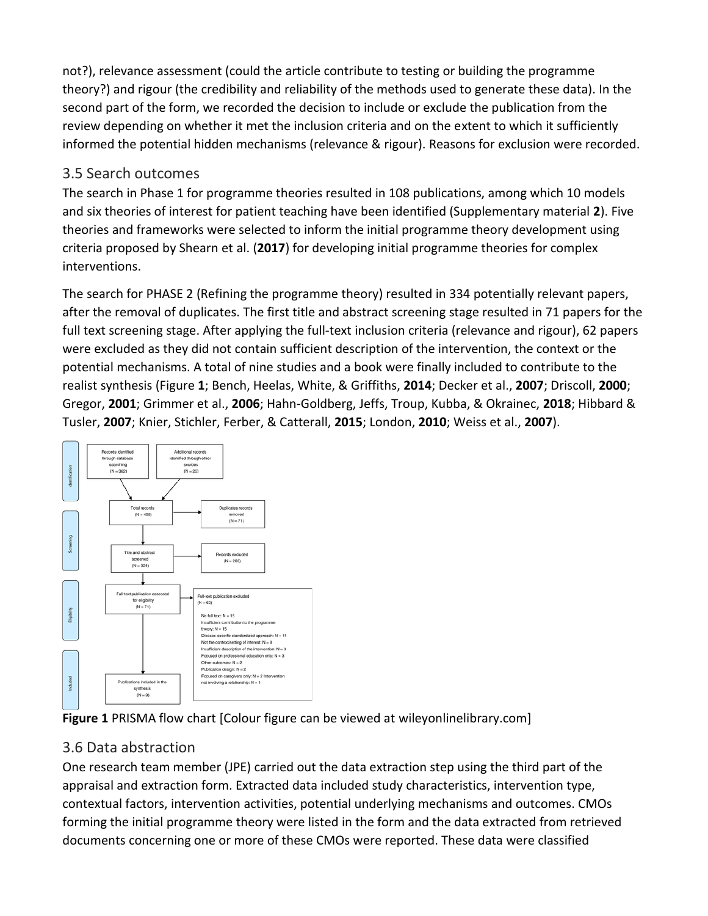not?), relevance assessment (could the article contribute to testing or building the programme theory?) and rigour (the credibility and reliability of the methods used to generate these data). In the second part of the form, we recorded the decision to include or exclude the publication from the review depending on whether it met the inclusion criteria and on the extent to which it sufficiently informed the potential hidden mechanisms (relevance & rigour). Reasons for exclusion were recorded.

## 3.5 Search outcomes

The search in Phase 1 for programme theories resulted in 108 publications, among which 10 models and six theories of interest for patient teaching have been identified (Supplementary material **2**). Five theories and frameworks were selected to inform the initial programme theory development using criteria proposed by Shearn et al. (**2017**) for developing initial programme theories for complex interventions.

The search for PHASE 2 (Refining the programme theory) resulted in 334 potentially relevant papers, after the removal of duplicates. The first title and abstract screening stage resulted in 71 papers for the full text screening stage. After applying the full-text inclusion criteria (relevance and rigour), 62 papers were excluded as they did not contain sufficient description of the intervention, the context or the potential mechanisms. A total of nine studies and a book were finally included to contribute to the realist synthesis (Figure **1**; Bench, Heelas, White, & Griffiths, **2014**; Decker et al., **2007**; Driscoll, **2000**; Gregor, **2001**; Grimmer et al., **2006**; Hahn-Goldberg, Jeffs, Troup, Kubba, & Okrainec, **2018**; Hibbard & Tusler, **2007**; Knier, Stichler, Ferber, & Catterall, **2015**; London, **2010**; Weiss et al., **2007**).

Identification: Records identified through database searching (N = 382); Additional records identified through other sources (N = 23)

Total records (N = 405) → Duplicates records removed (N = 71)

Screening: Title and abstract screened (N = 334) → Records excluded (N = 263)

Eligibility: Full-text publication assessed for eligibility (N = 71) → Full-text publication excluded (N = 62)

No full text: N = 15
Insufficient contribution to the programme theory: N = 15
Disease-specific standardized approach: N = 11
Not the context/setting of interest: N = 8
Insufficient description of the intervention: N = 3
Focused on professional education only: N = 3
Other outcomes: N = 2
Publication design: N = 2
Focused on caregivers only: N = 2 Intervention not involving a relationship: N = 1

Included: Publications included in the synthesis (N = 9)

**Figure 1** PRISMA flow chart [Colour figure can be viewed at wileyonlinelibrary.com]

## 3.6 Data abstraction

One research team member (JPE) carried out the data extraction step using the third part of the appraisal and extraction form. Extracted data included study characteristics, intervention type, contextual factors, intervention activities, potential underlying mechanisms and outcomes. CMOs forming the initial programme theory were listed in the form and the data extracted from retrieved documents concerning one or more of these CMOs were reported. These data were classified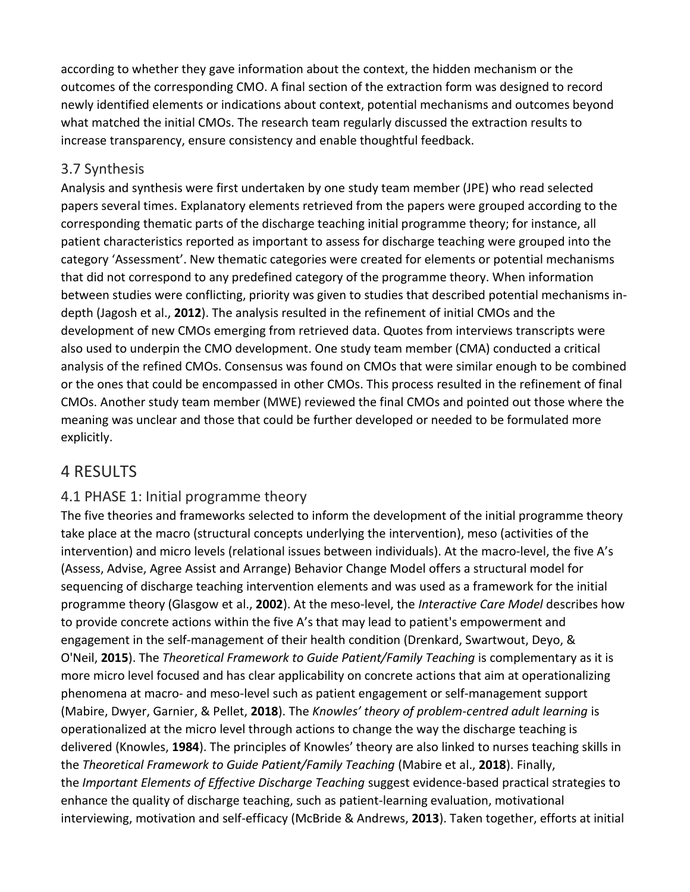according to whether they gave information about the context, the hidden mechanism or the outcomes of the corresponding CMO. A final section of the extraction form was designed to record newly identified elements or indications about context, potential mechanisms and outcomes beyond what matched the initial CMOs. The research team regularly discussed the extraction results to increase transparency, ensure consistency and enable thoughtful feedback.

### 3.7 Synthesis

Analysis and synthesis were first undertaken by one study team member (JPE) who read selected papers several times. Explanatory elements retrieved from the papers were grouped according to the corresponding thematic parts of the discharge teaching initial programme theory; for instance, all patient characteristics reported as important to assess for discharge teaching were grouped into the category 'Assessment'. New thematic categories were created for elements or potential mechanisms that did not correspond to any predefined category of the programme theory. When information between studies were conflicting, priority was given to studies that described potential mechanisms in-depth (Jagosh et al., **2012**). The analysis resulted in the refinement of initial CMOs and the development of new CMOs emerging from retrieved data. Quotes from interviews transcripts were also used to underpin the CMO development. One study team member (CMA) conducted a critical analysis of the refined CMOs. Consensus was found on CMOs that were similar enough to be combined or the ones that could be encompassed in other CMOs. This process resulted in the refinement of final CMOs. Another study team member (MWE) reviewed the final CMOs and pointed out those where the meaning was unclear and those that could be further developed or needed to be formulated more explicitly.

## 4 RESULTS

### 4.1 PHASE 1: Initial programme theory

The five theories and frameworks selected to inform the development of the initial programme theory take place at the macro (structural concepts underlying the intervention), meso (activities of the intervention) and micro levels (relational issues between individuals). At the macro-level, the five A's (Assess, Advise, Agree Assist and Arrange) Behavior Change Model offers a structural model for sequencing of discharge teaching intervention elements and was used as a framework for the initial programme theory (Glasgow et al., **2002**). At the meso-level, the *Interactive Care Model* describes how to provide concrete actions within the five A's that may lead to patient's empowerment and engagement in the self-management of their health condition (Drenkard, Swartwout, Deyo, & O'Neil, **2015**). The *Theoretical Framework to Guide Patient/Family Teaching* is complementary as it is more micro level focused and has clear applicability on concrete actions that aim at operationalizing phenomena at macro- and meso-level such as patient engagement or self-management support (Mabire, Dwyer, Garnier, & Pellet, **2018**). The *Knowles' theory of problem-centred adult learning* is operationalized at the micro level through actions to change the way the discharge teaching is delivered (Knowles, **1984**). The principles of Knowles' theory are also linked to nurses teaching skills in the *Theoretical Framework to Guide Patient/Family Teaching* (Mabire et al., **2018**). Finally, the *Important Elements of Effective Discharge Teaching* suggest evidence-based practical strategies to enhance the quality of discharge teaching, such as patient-learning evaluation, motivational interviewing, motivation and self-efficacy (McBride & Andrews, **2013**). Taken together, efforts at initial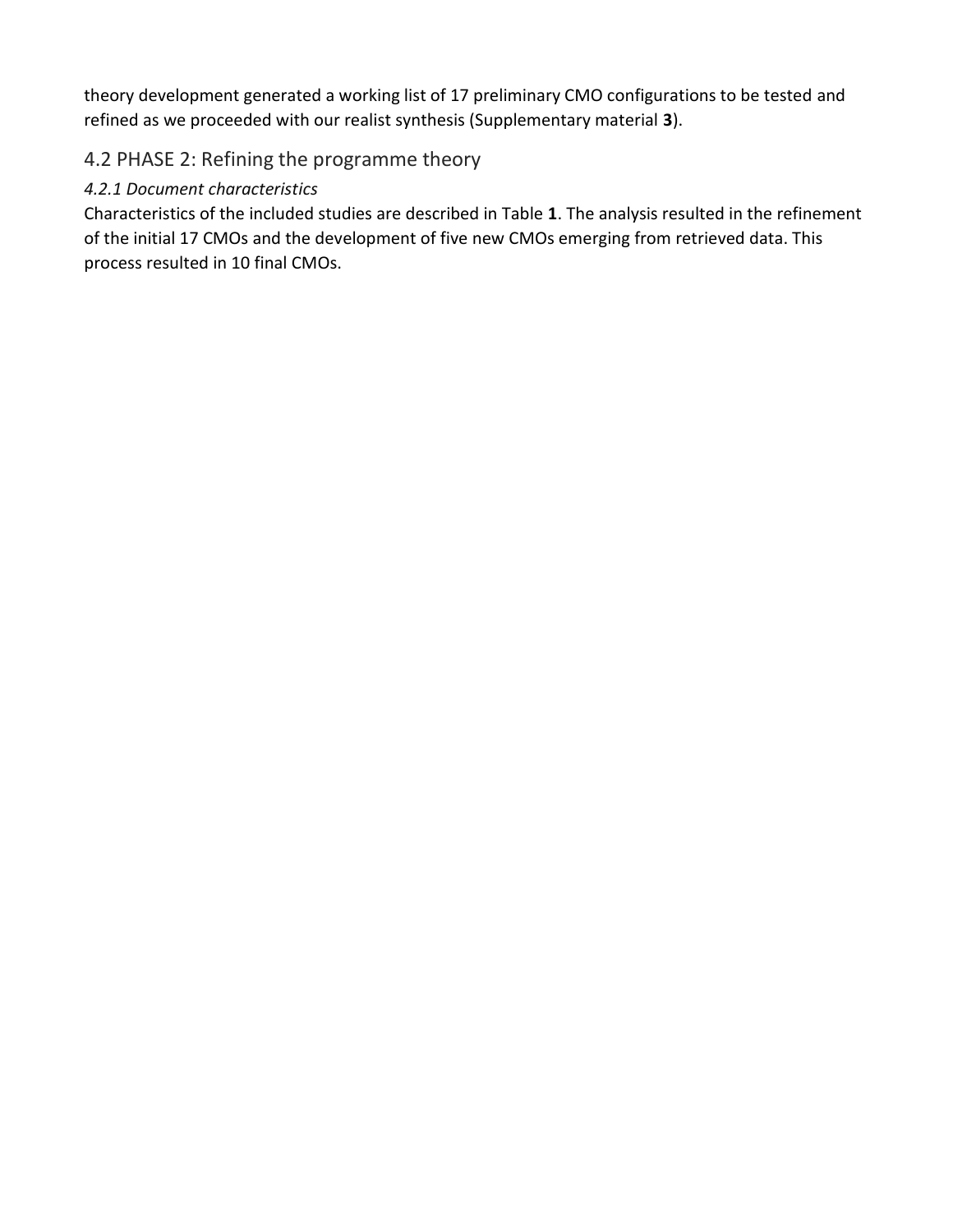theory development generated a working list of 17 preliminary CMO configurations to be tested and refined as we proceeded with our realist synthesis (Supplementary material **3**).

## 4.2 PHASE 2: Refining the programme theory

### *4.2.1 Document characteristics*

Characteristics of the included studies are described in Table **1**. The analysis resulted in the refinement of the initial 17 CMOs and the development of five new CMOs emerging from retrieved data. This process resulted in 10 final CMOs.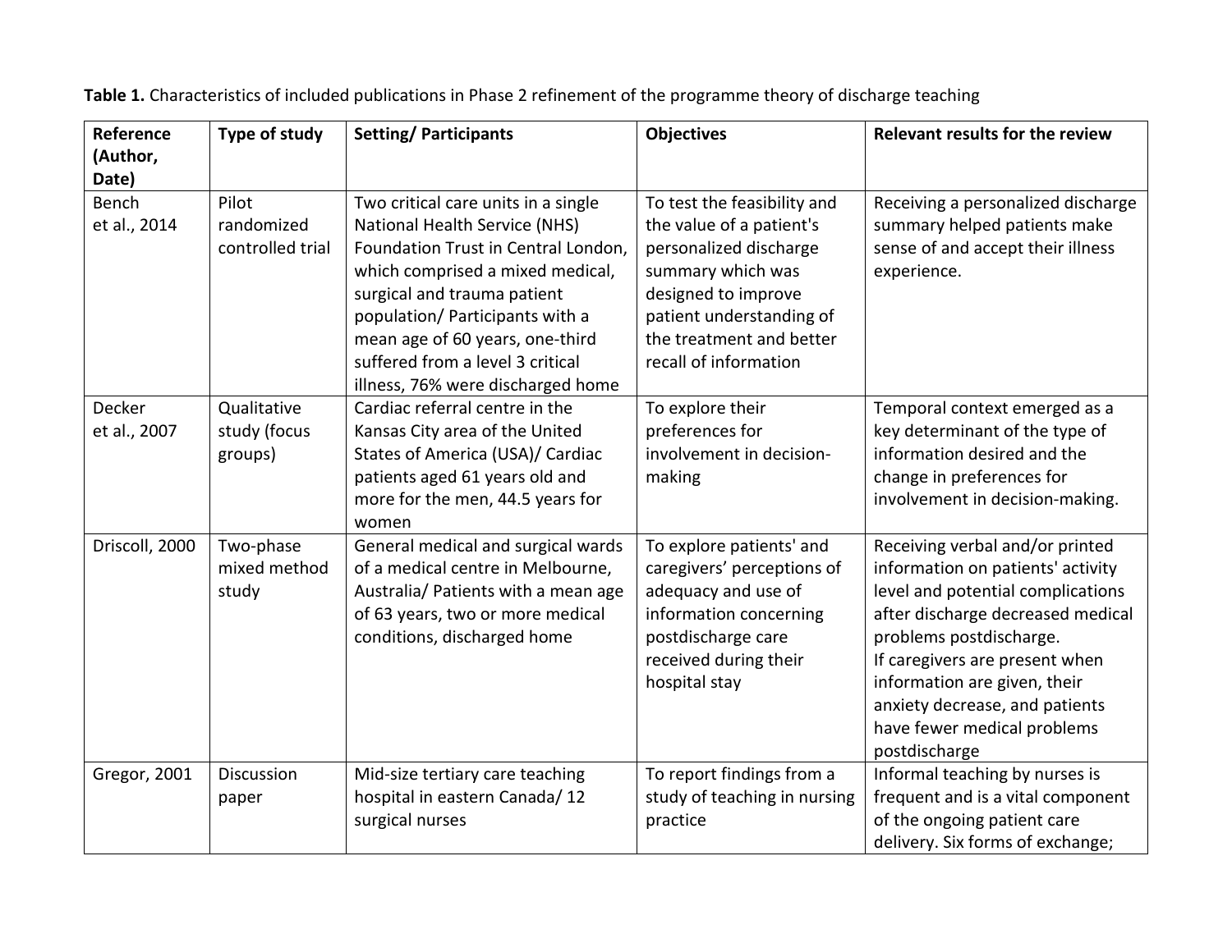**Table 1.** Characteristics of included publications in Phase 2 refinement of the programme theory of discharge teaching

| Reference (Author, Date) | Type of study | Setting/ Participants | Objectives | Relevant results for the review |
|---|---|---|---|---|
| Bench et al., 2014 | Pilot randomized controlled trial | Two critical care units in a single National Health Service (NHS) Foundation Trust in Central London, which comprised a mixed medical, surgical and trauma patient population/ Participants with a mean age of 60 years, one-third suffered from a level 3 critical illness, 76% were discharged home | To test the feasibility and the value of a patient's personalized discharge summary which was designed to improve patient understanding of the treatment and better recall of information | Receiving a personalized discharge summary helped patients make sense of and accept their illness experience. |
| Decker et al., 2007 | Qualitative study (focus groups) | Cardiac referral centre in the Kansas City area of the United States of America (USA)/ Cardiac patients aged 61 years old and more for the men, 44.5 years for women | To explore their preferences for involvement in decision-making | Temporal context emerged as a key determinant of the type of information desired and the change in preferences for involvement in decision-making. |
| Driscoll, 2000 | Two-phase mixed method study | General medical and surgical wards of a medical centre in Melbourne, Australia/ Patients with a mean age of 63 years, two or more medical conditions, discharged home | To explore patients' and caregivers' perceptions of adequacy and use of information concerning postdischarge care received during their hospital stay | Receiving verbal and/or printed information on patients' activity level and potential complications after discharge decreased medical problems postdischarge.<br>If caregivers are present when information are given, their anxiety decrease, and patients have fewer medical problems postdischarge |
| Gregor, 2001 | Discussion paper | Mid-size tertiary care teaching hospital in eastern Canada/ 12 surgical nurses | To report findings from a study of teaching in nursing practice | Informal teaching by nurses is frequent and is a vital component of the ongoing patient care delivery. Six forms of exchange; |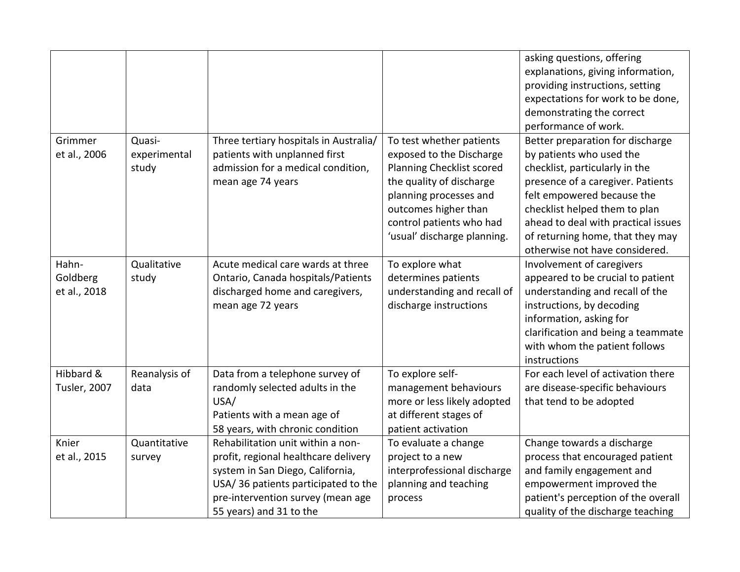| | | | | asking questions, offering explanations, giving information, providing instructions, setting expectations for work to be done, demonstrating the correct performance of work. |
|---|---|---|---|---|
| Grimmer et al., 2006 | Quasi-experimental study | Three tertiary hospitals in Australia/ patients with unplanned first admission for a medical condition, mean age 74 years | To test whether patients exposed to the Discharge Planning Checklist scored the quality of discharge planning processes and outcomes higher than control patients who had 'usual' discharge planning. | Better preparation for discharge by patients who used the checklist, particularly in the presence of a caregiver. Patients felt empowered because the checklist helped them to plan ahead to deal with practical issues of returning home, that they may otherwise not have considered. |
| Hahn-Goldberg et al., 2018 | Qualitative study | Acute medical care wards at three Ontario, Canada hospitals/Patients discharged home and caregivers, mean age 72 years | To explore what determines patients understanding and recall of discharge instructions | Involvement of caregivers appeared to be crucial to patient understanding and recall of the instructions, by decoding information, asking for clarification and being a teammate with whom the patient follows instructions |
| Hibbard & Tusler, 2007 | Reanalysis of data | Data from a telephone survey of randomly selected adults in the USA/ Patients with a mean age of 58 years, with chronic condition | To explore self-management behaviours more or less likely adopted at different stages of patient activation | For each level of activation there are disease-specific behaviours that tend to be adopted |
| Knier et al., 2015 | Quantitative survey | Rehabilitation unit within a non-profit, regional healthcare delivery system in San Diego, California, USA/ 36 patients participated to the pre-intervention survey (mean age 55 years) and 31 to the | To evaluate a change project to a new interprofessional discharge planning and teaching process | Change towards a discharge process that encouraged patient and family engagement and empowerment improved the patient's perception of the overall quality of the discharge teaching |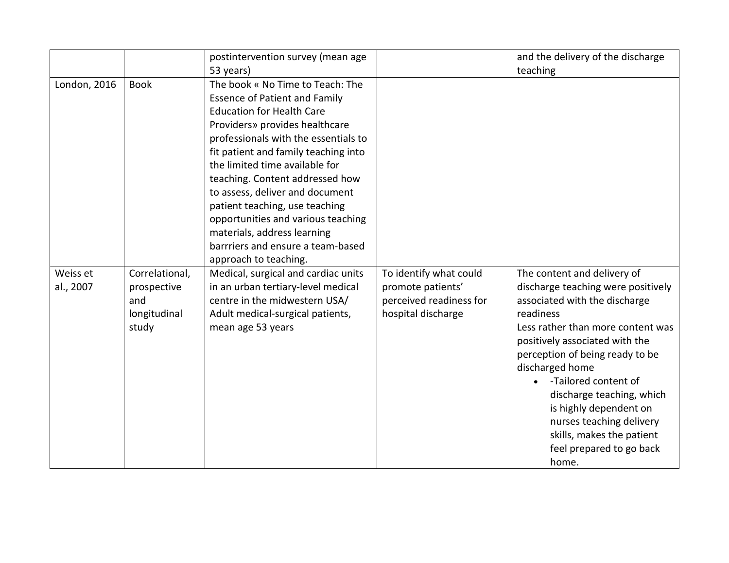| | | | | |
|---|---|---|---|---|
| | | postintervention survey (mean age 53 years) | | and the delivery of the discharge teaching |
| London, 2016 | Book | The book « No Time to Teach: The Essence of Patient and Family Education for Health Care Providers» provides healthcare professionals with the essentials to fit patient and family teaching into the limited time available for teaching. Content addressed how to assess, deliver and document patient teaching, use teaching opportunities and various teaching materials, address learning barrriers and ensure a team-based approach to teaching. | | |
| Weiss et al., 2007 | Correlational, prospective and longitudinal study | Medical, surgical and cardiac units in an urban tertiary-level medical centre in the midwestern USA/ Adult medical-surgical patients, mean age 53 years | To identify what could promote patients' perceived readiness for hospital discharge | The content and delivery of discharge teaching were positively associated with the discharge readiness<br>Less rather than more content was positively associated with the perception of being ready to be discharged home<br>• -Tailored content of discharge teaching, which is highly dependent on nurses teaching delivery skills, makes the patient feel prepared to go back home. |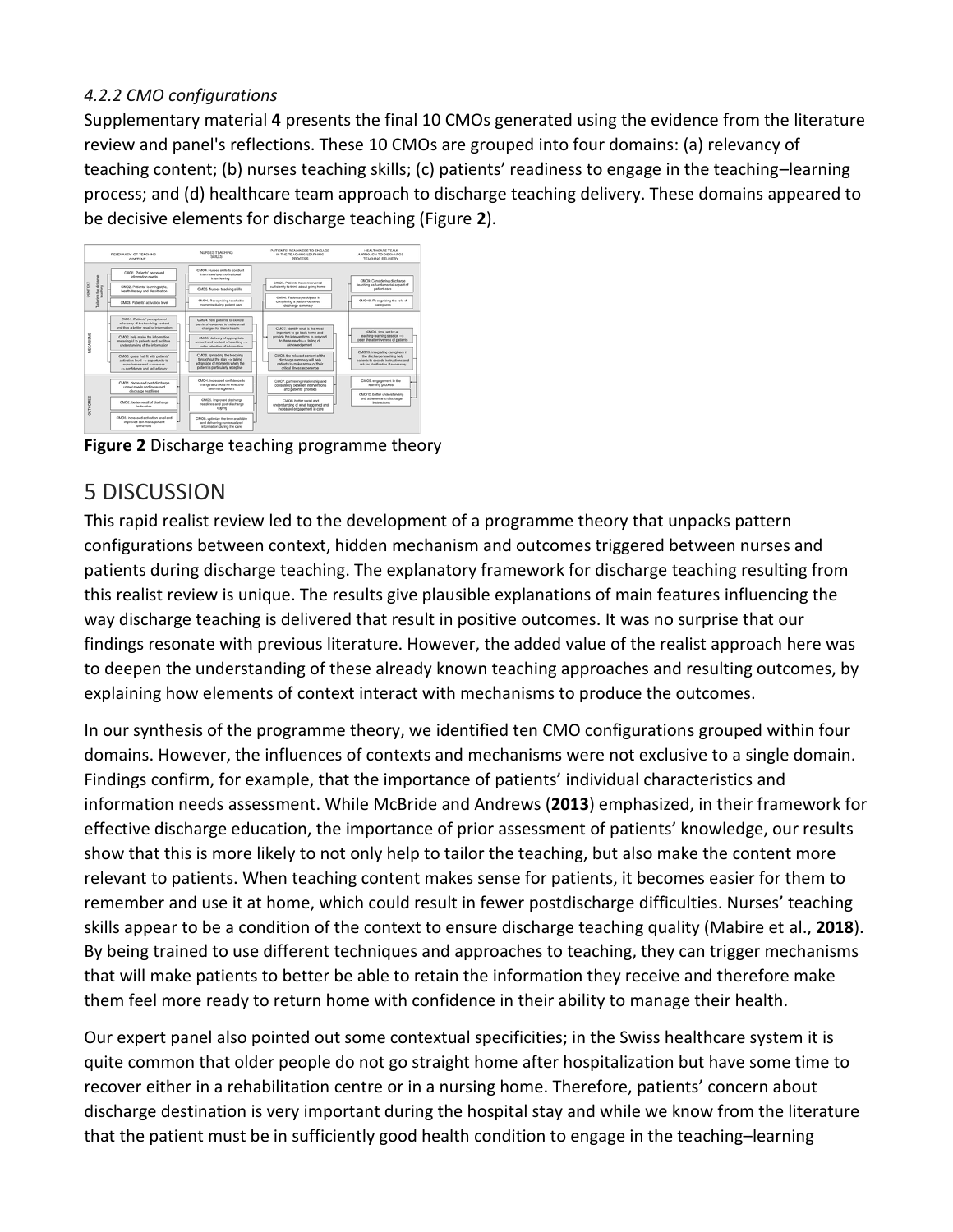*4.2.2 CMO configurations*

Supplementary material **4** presents the final 10 CMOs generated using the evidence from the literature review and panel's reflections. These 10 CMOs are grouped into four domains: (a) relevancy of teaching content; (b) nurses teaching skills; (c) patients' readiness to engage in the teaching–learning process; and (d) healthcare team approach to discharge teaching delivery. These domains appeared to be decisive elements for discharge teaching (Figure **2**).

**Figure 2** Discharge teaching programme theory

## 5 DISCUSSION

This rapid realist review led to the development of a programme theory that unpacks pattern configurations between context, hidden mechanism and outcomes triggered between nurses and patients during discharge teaching. The explanatory framework for discharge teaching resulting from this realist review is unique. The results give plausible explanations of main features influencing the way discharge teaching is delivered that result in positive outcomes. It was no surprise that our findings resonate with previous literature. However, the added value of the realist approach here was to deepen the understanding of these already known teaching approaches and resulting outcomes, by explaining how elements of context interact with mechanisms to produce the outcomes.

In our synthesis of the programme theory, we identified ten CMO configurations grouped within four domains. However, the influences of contexts and mechanisms were not exclusive to a single domain. Findings confirm, for example, that the importance of patients' individual characteristics and information needs assessment. While McBride and Andrews (**2013**) emphasized, in their framework for effective discharge education, the importance of prior assessment of patients' knowledge, our results show that this is more likely to not only help to tailor the teaching, but also make the content more relevant to patients. When teaching content makes sense for patients, it becomes easier for them to remember and use it at home, which could result in fewer postdischarge difficulties. Nurses' teaching skills appear to be a condition of the context to ensure discharge teaching quality (Mabire et al., **2018**). By being trained to use different techniques and approaches to teaching, they can trigger mechanisms that will make patients to better be able to retain the information they receive and therefore make them feel more ready to return home with confidence in their ability to manage their health.

Our expert panel also pointed out some contextual specificities; in the Swiss healthcare system it is quite common that older people do not go straight home after hospitalization but have some time to recover either in a rehabilitation centre or in a nursing home. Therefore, patients' concern about discharge destination is very important during the hospital stay and while we know from the literature that the patient must be in sufficiently good health condition to engage in the teaching–learning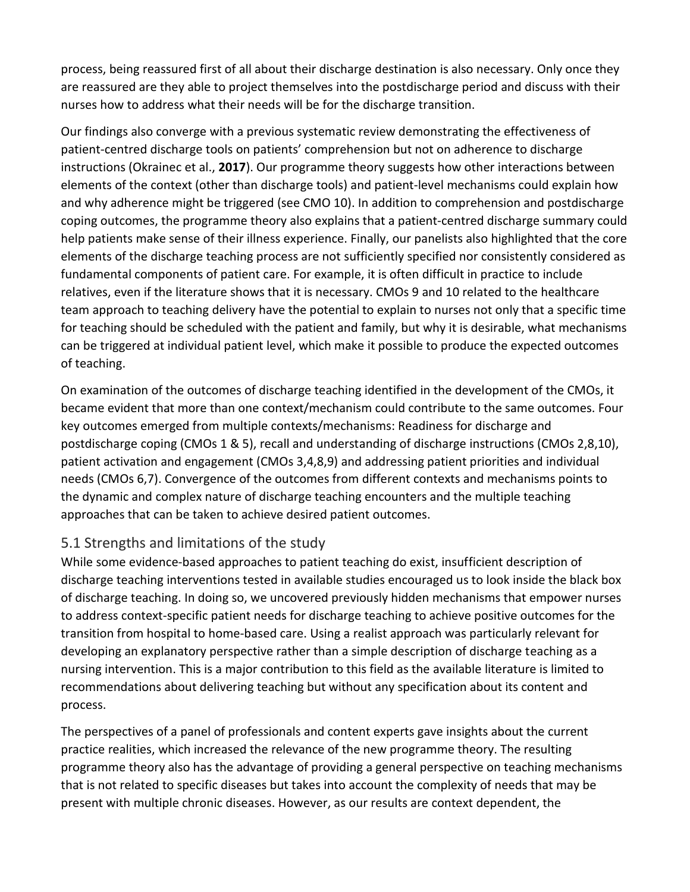process, being reassured first of all about their discharge destination is also necessary. Only once they are reassured are they able to project themselves into the postdischarge period and discuss with their nurses how to address what their needs will be for the discharge transition.

Our findings also converge with a previous systematic review demonstrating the effectiveness of patient-centred discharge tools on patients' comprehension but not on adherence to discharge instructions (Okrainec et al., **2017**). Our programme theory suggests how other interactions between elements of the context (other than discharge tools) and patient-level mechanisms could explain how and why adherence might be triggered (see CMO 10). In addition to comprehension and postdischarge coping outcomes, the programme theory also explains that a patient-centred discharge summary could help patients make sense of their illness experience. Finally, our panelists also highlighted that the core elements of the discharge teaching process are not sufficiently specified nor consistently considered as fundamental components of patient care. For example, it is often difficult in practice to include relatives, even if the literature shows that it is necessary. CMOs 9 and 10 related to the healthcare team approach to teaching delivery have the potential to explain to nurses not only that a specific time for teaching should be scheduled with the patient and family, but why it is desirable, what mechanisms can be triggered at individual patient level, which make it possible to produce the expected outcomes of teaching.

On examination of the outcomes of discharge teaching identified in the development of the CMOs, it became evident that more than one context/mechanism could contribute to the same outcomes. Four key outcomes emerged from multiple contexts/mechanisms: Readiness for discharge and postdischarge coping (CMOs 1 & 5), recall and understanding of discharge instructions (CMOs 2,8,10), patient activation and engagement (CMOs 3,4,8,9) and addressing patient priorities and individual needs (CMOs 6,7). Convergence of the outcomes from different contexts and mechanisms points to the dynamic and complex nature of discharge teaching encounters and the multiple teaching approaches that can be taken to achieve desired patient outcomes.

## 5.1 Strengths and limitations of the study

While some evidence-based approaches to patient teaching do exist, insufficient description of discharge teaching interventions tested in available studies encouraged us to look inside the black box of discharge teaching. In doing so, we uncovered previously hidden mechanisms that empower nurses to address context-specific patient needs for discharge teaching to achieve positive outcomes for the transition from hospital to home-based care. Using a realist approach was particularly relevant for developing an explanatory perspective rather than a simple description of discharge teaching as a nursing intervention. This is a major contribution to this field as the available literature is limited to recommendations about delivering teaching but without any specification about its content and process.

The perspectives of a panel of professionals and content experts gave insights about the current practice realities, which increased the relevance of the new programme theory. The resulting programme theory also has the advantage of providing a general perspective on teaching mechanisms that is not related to specific diseases but takes into account the complexity of needs that may be present with multiple chronic diseases. However, as our results are context dependent, the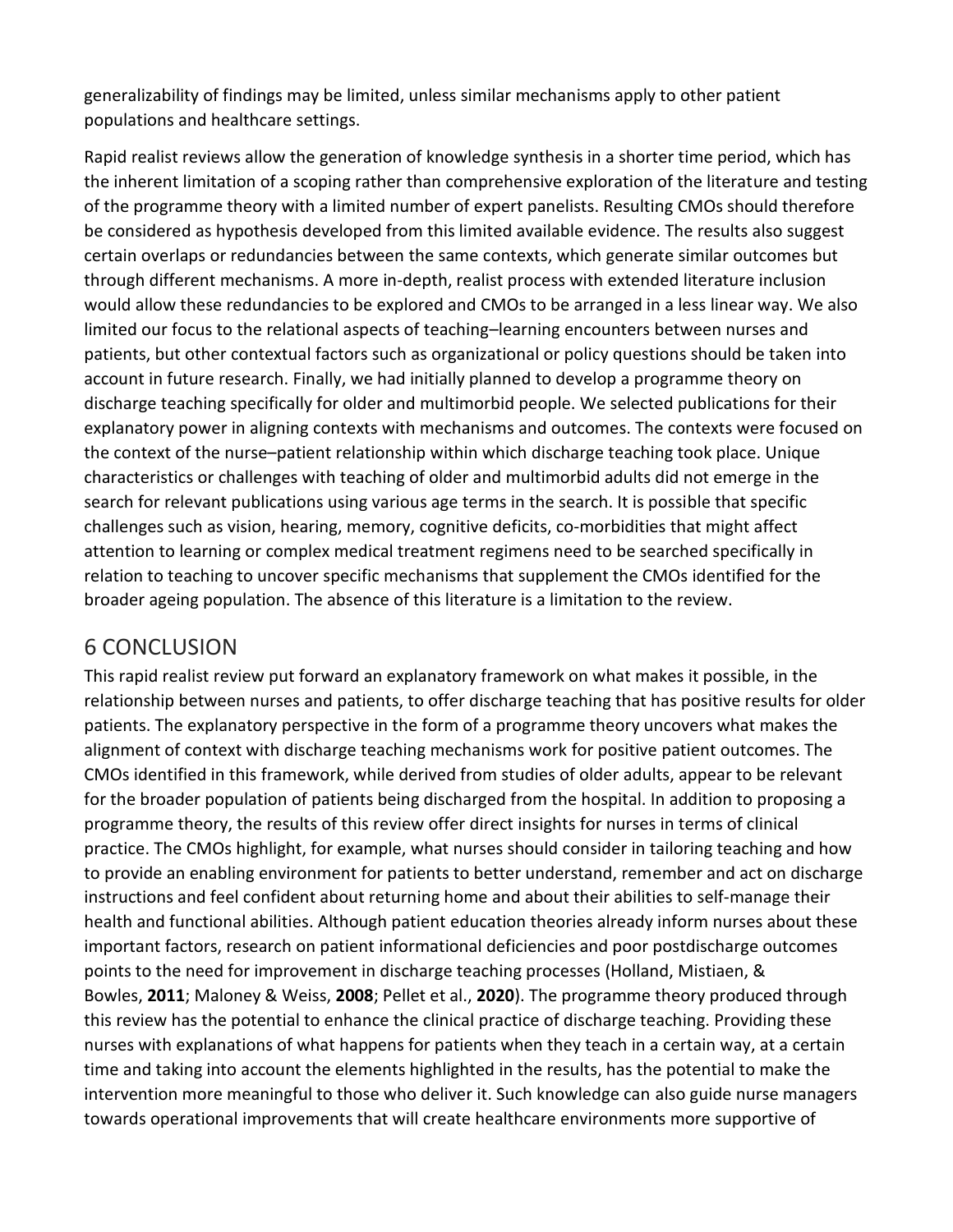generalizability of findings may be limited, unless similar mechanisms apply to other patient populations and healthcare settings.

Rapid realist reviews allow the generation of knowledge synthesis in a shorter time period, which has the inherent limitation of a scoping rather than comprehensive exploration of the literature and testing of the programme theory with a limited number of expert panelists. Resulting CMOs should therefore be considered as hypothesis developed from this limited available evidence. The results also suggest certain overlaps or redundancies between the same contexts, which generate similar outcomes but through different mechanisms. A more in-depth, realist process with extended literature inclusion would allow these redundancies to be explored and CMOs to be arranged in a less linear way. We also limited our focus to the relational aspects of teaching–learning encounters between nurses and patients, but other contextual factors such as organizational or policy questions should be taken into account in future research. Finally, we had initially planned to develop a programme theory on discharge teaching specifically for older and multimorbid people. We selected publications for their explanatory power in aligning contexts with mechanisms and outcomes. The contexts were focused on the context of the nurse–patient relationship within which discharge teaching took place. Unique characteristics or challenges with teaching of older and multimorbid adults did not emerge in the search for relevant publications using various age terms in the search. It is possible that specific challenges such as vision, hearing, memory, cognitive deficits, co-morbidities that might affect attention to learning or complex medical treatment regimens need to be searched specifically in relation to teaching to uncover specific mechanisms that supplement the CMOs identified for the broader ageing population. The absence of this literature is a limitation to the review.

## 6 CONCLUSION

This rapid realist review put forward an explanatory framework on what makes it possible, in the relationship between nurses and patients, to offer discharge teaching that has positive results for older patients. The explanatory perspective in the form of a programme theory uncovers what makes the alignment of context with discharge teaching mechanisms work for positive patient outcomes. The CMOs identified in this framework, while derived from studies of older adults, appear to be relevant for the broader population of patients being discharged from the hospital. In addition to proposing a programme theory, the results of this review offer direct insights for nurses in terms of clinical practice. The CMOs highlight, for example, what nurses should consider in tailoring teaching and how to provide an enabling environment for patients to better understand, remember and act on discharge instructions and feel confident about returning home and about their abilities to self-manage their health and functional abilities. Although patient education theories already inform nurses about these important factors, research on patient informational deficiencies and poor postdischarge outcomes points to the need for improvement in discharge teaching processes (Holland, Mistiaen, & Bowles, **2011**; Maloney & Weiss, **2008**; Pellet et al., **2020**). The programme theory produced through this review has the potential to enhance the clinical practice of discharge teaching. Providing these nurses with explanations of what happens for patients when they teach in a certain way, at a certain time and taking into account the elements highlighted in the results, has the potential to make the intervention more meaningful to those who deliver it. Such knowledge can also guide nurse managers towards operational improvements that will create healthcare environments more supportive of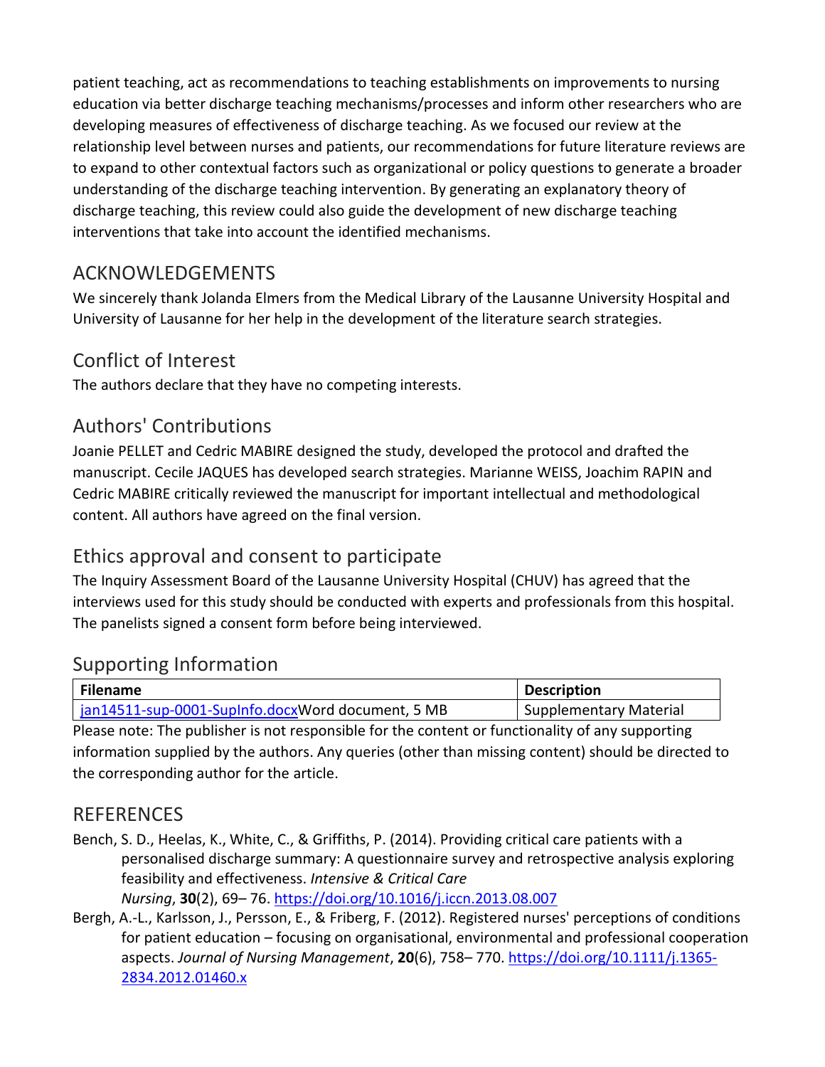patient teaching, act as recommendations to teaching establishments on improvements to nursing education via better discharge teaching mechanisms/processes and inform other researchers who are developing measures of effectiveness of discharge teaching. As we focused our review at the relationship level between nurses and patients, our recommendations for future literature reviews are to expand to other contextual factors such as organizational or policy questions to generate a broader understanding of the discharge teaching intervention. By generating an explanatory theory of discharge teaching, this review could also guide the development of new discharge teaching interventions that take into account the identified mechanisms.

## ACKNOWLEDGEMENTS

We sincerely thank Jolanda Elmers from the Medical Library of the Lausanne University Hospital and University of Lausanne for her help in the development of the literature search strategies.

## Conflict of Interest

The authors declare that they have no competing interests.

## Authors' Contributions

Joanie PELLET and Cedric MABIRE designed the study, developed the protocol and drafted the manuscript. Cecile JAQUES has developed search strategies. Marianne WEISS, Joachim RAPIN and Cedric MABIRE critically reviewed the manuscript for important intellectual and methodological content. All authors have agreed on the final version.

## Ethics approval and consent to participate

The Inquiry Assessment Board of the Lausanne University Hospital (CHUV) has agreed that the interviews used for this study should be conducted with experts and professionals from this hospital. The panelists signed a consent form before being interviewed.

## Supporting Information

| Filename | Description |
| --- | --- |
| jan14511-sup-0001-SupInfo.docxWord document, 5 MB | Supplementary Material |

Please note: The publisher is not responsible for the content or functionality of any supporting information supplied by the authors. Any queries (other than missing content) should be directed to the corresponding author for the article.

## REFERENCES

Bench, S. D., Heelas, K., White, C., & Griffiths, P. (2014). Providing critical care patients with a personalised discharge summary: A questionnaire survey and retrospective analysis exploring feasibility and effectiveness. *Intensive & Critical Care Nursing*, **30**(2), 69– 76. https://doi.org/10.1016/j.iccn.2013.08.007

Bergh, A.-L., Karlsson, J., Persson, E., & Friberg, F. (2012). Registered nurses' perceptions of conditions for patient education – focusing on organisational, environmental and professional cooperation aspects. *Journal of Nursing Management*, **20**(6), 758– 770. https://doi.org/10.1111/j.1365-2834.2012.01460.x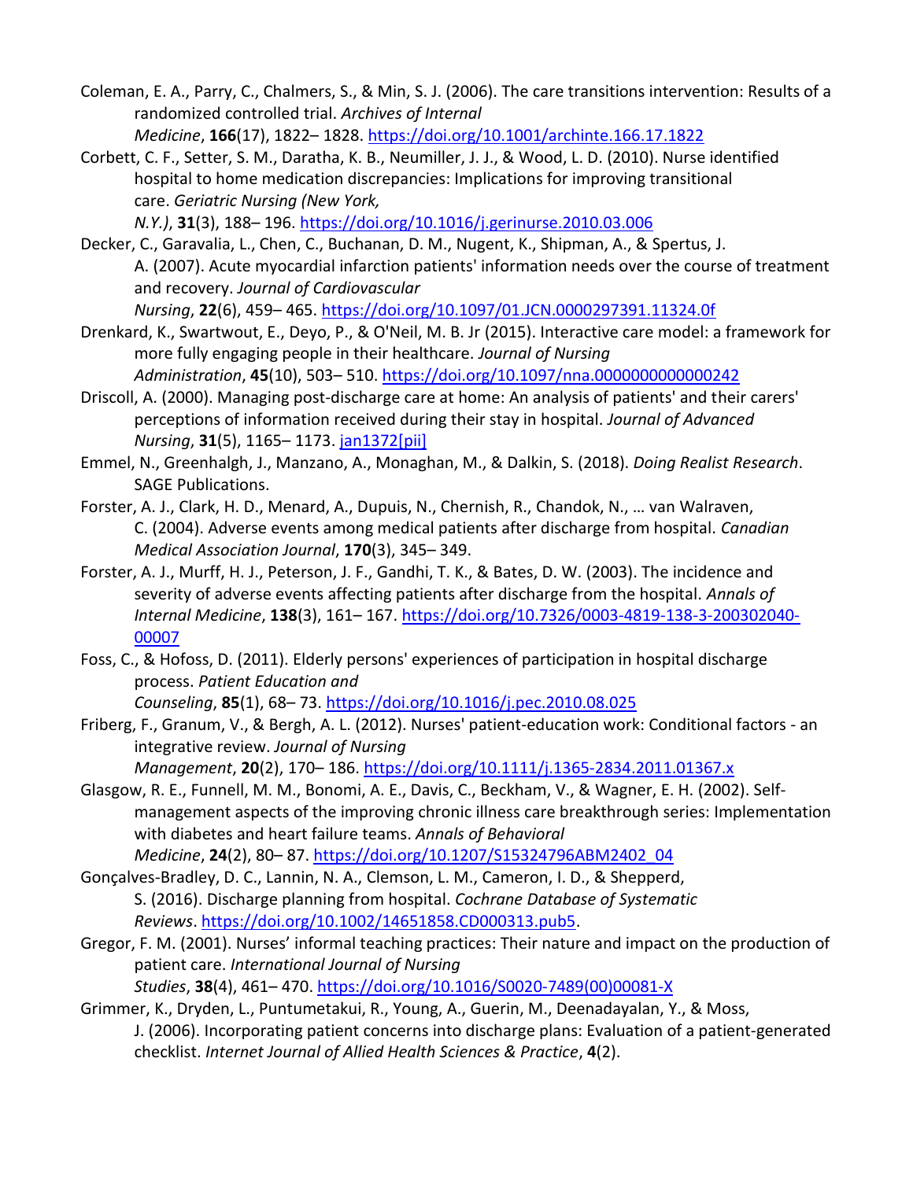Coleman, E. A., Parry, C., Chalmers, S., & Min, S. J. (2006). The care transitions intervention: Results of a randomized controlled trial. *Archives of Internal Medicine*, **166**(17), 1822– 1828. https://doi.org/10.1001/archinte.166.17.1822

Corbett, C. F., Setter, S. M., Daratha, K. B., Neumiller, J. J., & Wood, L. D. (2010). Nurse identified hospital to home medication discrepancies: Implications for improving transitional care. *Geriatric Nursing (New York, N.Y.)*, **31**(3), 188– 196. https://doi.org/10.1016/j.gerinurse.2010.03.006

Decker, C., Garavalia, L., Chen, C., Buchanan, D. M., Nugent, K., Shipman, A., & Spertus, J. A. (2007). Acute myocardial infarction patients' information needs over the course of treatment and recovery. *Journal of Cardiovascular Nursing*, **22**(6), 459– 465. https://doi.org/10.1097/01.JCN.0000297391.11324.0f

Drenkard, K., Swartwout, E., Deyo, P., & O'Neil, M. B. Jr (2015). Interactive care model: a framework for more fully engaging people in their healthcare. *Journal of Nursing Administration*, **45**(10), 503– 510. https://doi.org/10.1097/nna.0000000000000242

Driscoll, A. (2000). Managing post-discharge care at home: An analysis of patients' and their carers' perceptions of information received during their stay in hospital. *Journal of Advanced Nursing*, **31**(5), 1165– 1173. jan1372[pii]

Emmel, N., Greenhalgh, J., Manzano, A., Monaghan, M., & Dalkin, S. (2018). *Doing Realist Research*. SAGE Publications.

Forster, A. J., Clark, H. D., Menard, A., Dupuis, N., Chernish, R., Chandok, N., … van Walraven, C. (2004). Adverse events among medical patients after discharge from hospital. *Canadian Medical Association Journal*, **170**(3), 345– 349.

Forster, A. J., Murff, H. J., Peterson, J. F., Gandhi, T. K., & Bates, D. W. (2003). The incidence and severity of adverse events affecting patients after discharge from the hospital. *Annals of Internal Medicine*, **138**(3), 161– 167. https://doi.org/10.7326/0003-4819-138-3-200302040-00007

Foss, C., & Hofoss, D. (2011). Elderly persons' experiences of participation in hospital discharge process. *Patient Education and Counseling*, **85**(1), 68– 73. https://doi.org/10.1016/j.pec.2010.08.025

Friberg, F., Granum, V., & Bergh, A. L. (2012). Nurses' patient-education work: Conditional factors - an integrative review. *Journal of Nursing Management*, **20**(2), 170– 186. https://doi.org/10.1111/j.1365-2834.2011.01367.x

Glasgow, R. E., Funnell, M. M., Bonomi, A. E., Davis, C., Beckham, V., & Wagner, E. H. (2002). Self-management aspects of the improving chronic illness care breakthrough series: Implementation with diabetes and heart failure teams. *Annals of Behavioral Medicine*, **24**(2), 80– 87. https://doi.org/10.1207/S15324796ABM2402_04

Gonçalves-Bradley, D. C., Lannin, N. A., Clemson, L. M., Cameron, I. D., & Shepperd, S. (2016). Discharge planning from hospital. *Cochrane Database of Systematic Reviews*. https://doi.org/10.1002/14651858.CD000313.pub5.

Gregor, F. M. (2001). Nurses' informal teaching practices: Their nature and impact on the production of patient care. *International Journal of Nursing Studies*, **38**(4), 461– 470. https://doi.org/10.1016/S0020-7489(00)00081-X

Grimmer, K., Dryden, L., Puntumetakui, R., Young, A., Guerin, M., Deenadayalan, Y., & Moss, J. (2006). Incorporating patient concerns into discharge plans: Evaluation of a patient-generated checklist. *Internet Journal of Allied Health Sciences & Practice*, **4**(2).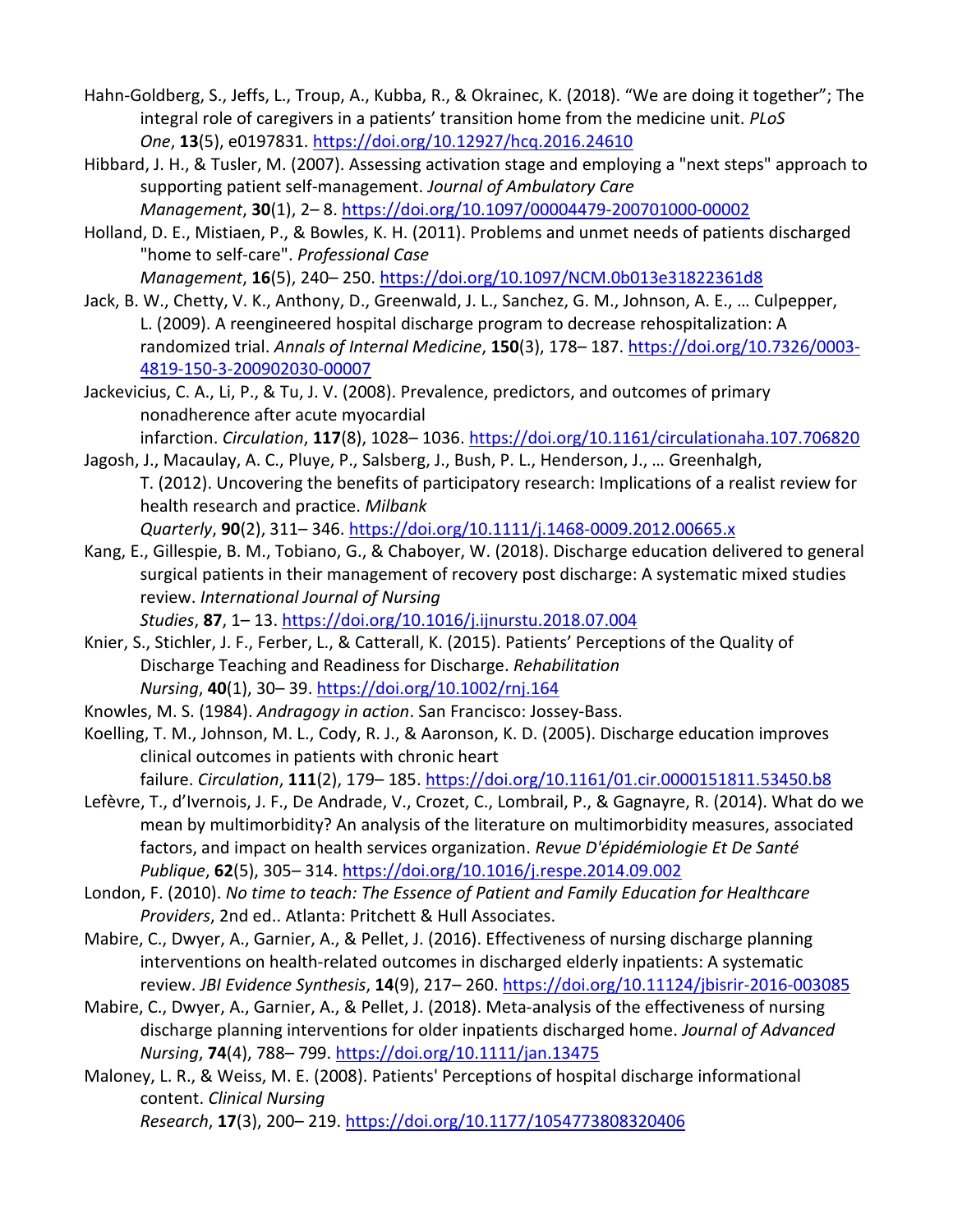Hahn-Goldberg, S., Jeffs, L., Troup, A., Kubba, R., & Okrainec, K. (2018). "We are doing it together"; The integral role of caregivers in a patients' transition home from the medicine unit. *PLoS One*, **13**(5), e0197831. https://doi.org/10.12927/hcq.2016.24610

Hibbard, J. H., & Tusler, M. (2007). Assessing activation stage and employing a "next steps" approach to supporting patient self-management. *Journal of Ambulatory Care Management*, **30**(1), 2– 8. https://doi.org/10.1097/00004479-200701000-00002

Holland, D. E., Mistiaen, P., & Bowles, K. H. (2011). Problems and unmet needs of patients discharged "home to self-care". *Professional Case Management*, **16**(5), 240– 250. https://doi.org/10.1097/NCM.0b013e31822361d8

Jack, B. W., Chetty, V. K., Anthony, D., Greenwald, J. L., Sanchez, G. M., Johnson, A. E., … Culpepper, L. (2009). A reengineered hospital discharge program to decrease rehospitalization: A randomized trial. *Annals of Internal Medicine*, **150**(3), 178– 187. https://doi.org/10.7326/0003-4819-150-3-200902030-00007

Jackevicius, C. A., Li, P., & Tu, J. V. (2008). Prevalence, predictors, and outcomes of primary nonadherence after acute myocardial infarction. *Circulation*, **117**(8), 1028– 1036. https://doi.org/10.1161/circulationaha.107.706820

Jagosh, J., Macaulay, A. C., Pluye, P., Salsberg, J., Bush, P. L., Henderson, J., … Greenhalgh, T. (2012). Uncovering the benefits of participatory research: Implications of a realist review for health research and practice. *Milbank Quarterly*, **90**(2), 311– 346. https://doi.org/10.1111/j.1468-0009.2012.00665.x

Kang, E., Gillespie, B. M., Tobiano, G., & Chaboyer, W. (2018). Discharge education delivered to general surgical patients in their management of recovery post discharge: A systematic mixed studies review. *International Journal of Nursing Studies*, **87**, 1– 13. https://doi.org/10.1016/j.ijnurstu.2018.07.004

Knier, S., Stichler, J. F., Ferber, L., & Catterall, K. (2015). Patients' Perceptions of the Quality of Discharge Teaching and Readiness for Discharge. *Rehabilitation Nursing*, **40**(1), 30– 39. https://doi.org/10.1002/rnj.164

Knowles, M. S. (1984). *Andragogy in action*. San Francisco: Jossey-Bass.

Koelling, T. M., Johnson, M. L., Cody, R. J., & Aaronson, K. D. (2005). Discharge education improves clinical outcomes in patients with chronic heart failure. *Circulation*, **111**(2), 179– 185. https://doi.org/10.1161/01.cir.0000151811.53450.b8

Lefèvre, T., d'Ivernois, J. F., De Andrade, V., Crozet, C., Lombrail, P., & Gagnayre, R. (2014). What do we mean by multimorbidity? An analysis of the literature on multimorbidity measures, associated factors, and impact on health services organization. *Revue D'épidémiologie Et De Santé Publique*, **62**(5), 305– 314. https://doi.org/10.1016/j.respe.2014.09.002

London, F. (2010). *No time to teach: The Essence of Patient and Family Education for Healthcare Providers*, 2nd ed.. Atlanta: Pritchett & Hull Associates.

Mabire, C., Dwyer, A., Garnier, A., & Pellet, J. (2016). Effectiveness of nursing discharge planning interventions on health-related outcomes in discharged elderly inpatients: A systematic review. *JBI Evidence Synthesis*, **14**(9), 217– 260. https://doi.org/10.11124/jbisrir-2016-003085

Mabire, C., Dwyer, A., Garnier, A., & Pellet, J. (2018). Meta-analysis of the effectiveness of nursing discharge planning interventions for older inpatients discharged home. *Journal of Advanced Nursing*, **74**(4), 788– 799. https://doi.org/10.1111/jan.13475

Maloney, L. R., & Weiss, M. E. (2008). Patients' Perceptions of hospital discharge informational content. *Clinical Nursing Research*, **17**(3), 200– 219. https://doi.org/10.1177/1054773808320406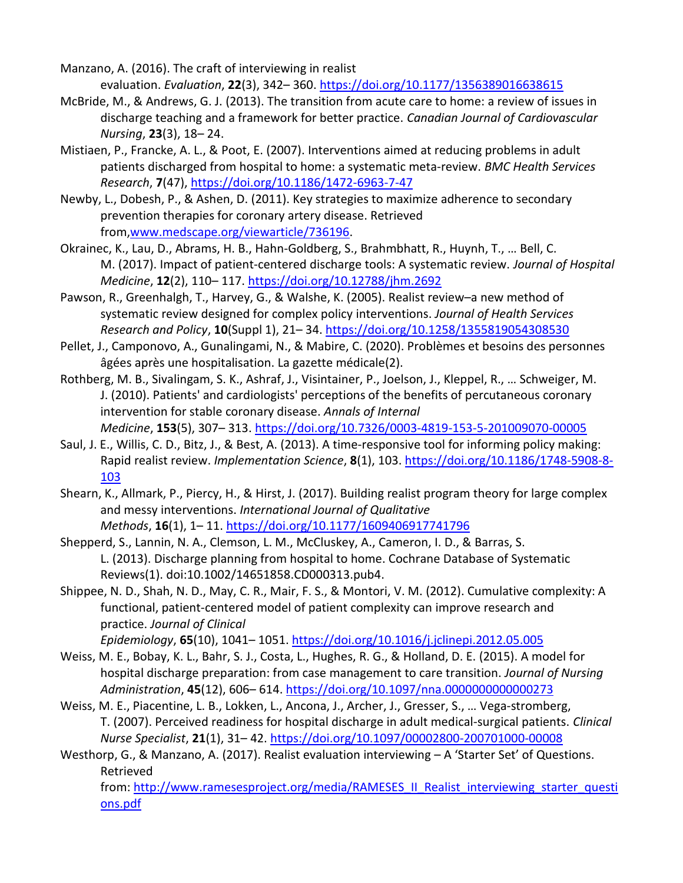Manzano, A. (2016). The craft of interviewing in realist evaluation. *Evaluation*, **22**(3), 342– 360. https://doi.org/10.1177/1356389016638615

McBride, M., & Andrews, G. J. (2013). The transition from acute care to home: a review of issues in discharge teaching and a framework for better practice. *Canadian Journal of Cardiovascular Nursing*, **23**(3), 18– 24.

Mistiaen, P., Francke, A. L., & Poot, E. (2007). Interventions aimed at reducing problems in adult patients discharged from hospital to home: a systematic meta-review. *BMC Health Services Research*, **7**(47), https://doi.org/10.1186/1472-6963-7-47

Newby, L., Dobesh, P., & Ashen, D. (2011). Key strategies to maximize adherence to secondary prevention therapies for coronary artery disease. Retrieved from,www.medscape.org/viewarticle/736196.

Okrainec, K., Lau, D., Abrams, H. B., Hahn-Goldberg, S., Brahmbhatt, R., Huynh, T., … Bell, C. M. (2017). Impact of patient-centered discharge tools: A systematic review. *Journal of Hospital Medicine*, **12**(2), 110– 117. https://doi.org/10.12788/jhm.2692

Pawson, R., Greenhalgh, T., Harvey, G., & Walshe, K. (2005). Realist review–a new method of systematic review designed for complex policy interventions. *Journal of Health Services Research and Policy*, **10**(Suppl 1), 21– 34. https://doi.org/10.1258/1355819054308530

Pellet, J., Camponovo, A., Gunalingami, N., & Mabire, C. (2020). Problèmes et besoins des personnes âgées après une hospitalisation. La gazette médicale(2).

Rothberg, M. B., Sivalingam, S. K., Ashraf, J., Visintainer, P., Joelson, J., Kleppel, R., … Schweiger, M. J. (2010). Patients' and cardiologists' perceptions of the benefits of percutaneous coronary intervention for stable coronary disease. *Annals of Internal Medicine*, **153**(5), 307– 313. https://doi.org/10.7326/0003-4819-153-5-201009070-00005

Saul, J. E., Willis, C. D., Bitz, J., & Best, A. (2013). A time-responsive tool for informing policy making: Rapid realist review. *Implementation Science*, **8**(1), 103. https://doi.org/10.1186/1748-5908-8-103

Shearn, K., Allmark, P., Piercy, H., & Hirst, J. (2017). Building realist program theory for large complex and messy interventions. *International Journal of Qualitative Methods*, **16**(1), 1– 11. https://doi.org/10.1177/1609406917741796

Shepperd, S., Lannin, N. A., Clemson, L. M., McCluskey, A., Cameron, I. D., & Barras, S. L. (2013). Discharge planning from hospital to home. Cochrane Database of Systematic Reviews(1). doi:10.1002/14651858.CD000313.pub4.

Shippee, N. D., Shah, N. D., May, C. R., Mair, F. S., & Montori, V. M. (2012). Cumulative complexity: A functional, patient-centered model of patient complexity can improve research and practice. *Journal of Clinical Epidemiology*, **65**(10), 1041– 1051. https://doi.org/10.1016/j.jclinepi.2012.05.005

Weiss, M. E., Bobay, K. L., Bahr, S. J., Costa, L., Hughes, R. G., & Holland, D. E. (2015). A model for hospital discharge preparation: from case management to care transition. *Journal of Nursing Administration*, **45**(12), 606– 614. https://doi.org/10.1097/nna.0000000000000273

Weiss, M. E., Piacentine, L. B., Lokken, L., Ancona, J., Archer, J., Gresser, S., … Vega-stromberg, T. (2007). Perceived readiness for hospital discharge in adult medical-surgical patients. *Clinical Nurse Specialist*, **21**(1), 31– 42. https://doi.org/10.1097/00002800-200701000-00008

Westhorp, G., & Manzano, A. (2017). Realist evaluation interviewing – A 'Starter Set' of Questions. Retrieved from: http://www.ramesesproject.org/media/RAMESES_II_Realist_interviewing_starter_questions.pdf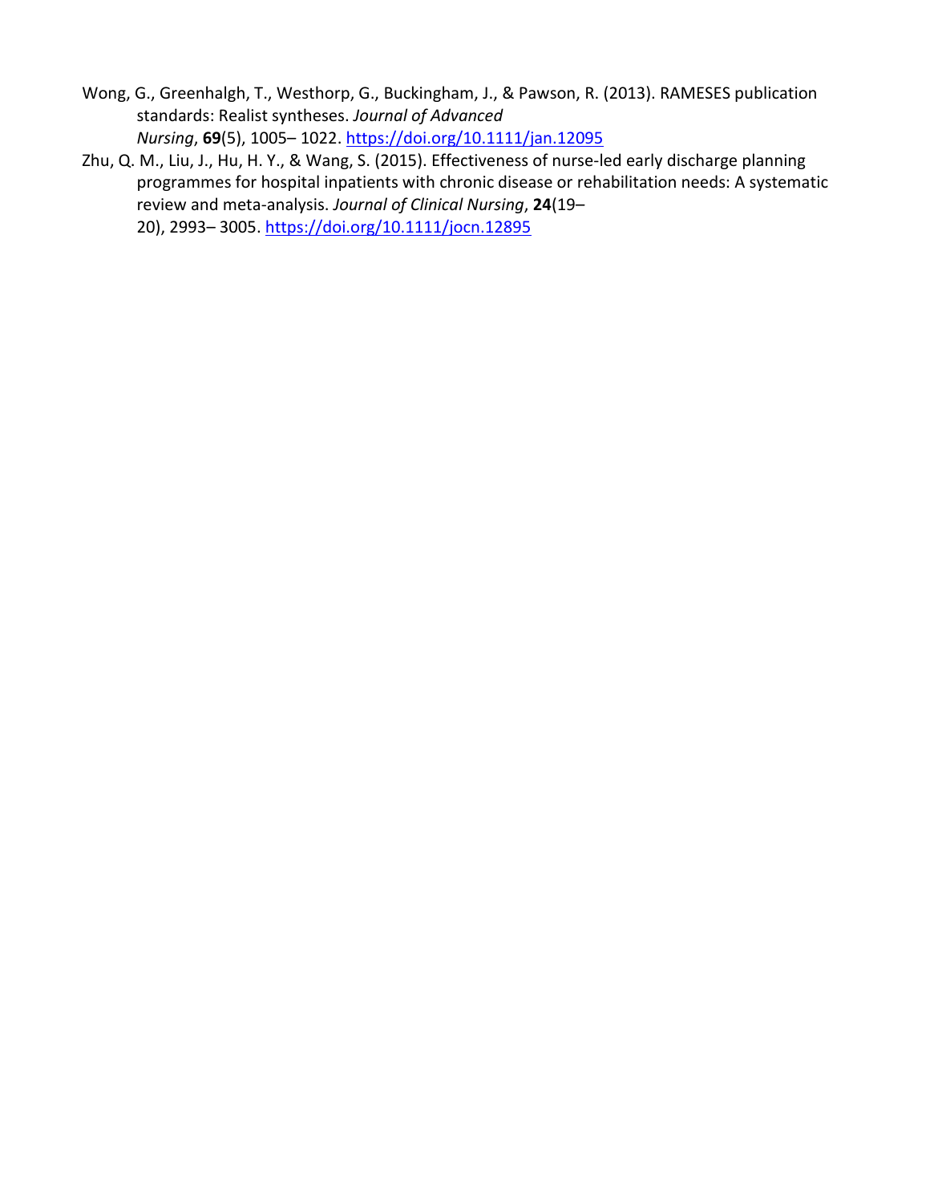Wong, G., Greenhalgh, T., Westhorp, G., Buckingham, J., & Pawson, R. (2013). RAMESES publication standards: Realist syntheses. *Journal of Advanced Nursing*, **69**(5), 1005– 1022. https://doi.org/10.1111/jan.12095

Zhu, Q. M., Liu, J., Hu, H. Y., & Wang, S. (2015). Effectiveness of nurse-led early discharge planning programmes for hospital inpatients with chronic disease or rehabilitation needs: A systematic review and meta-analysis. *Journal of Clinical Nursing*, **24**(19–20), 2993– 3005. https://doi.org/10.1111/jocn.12895